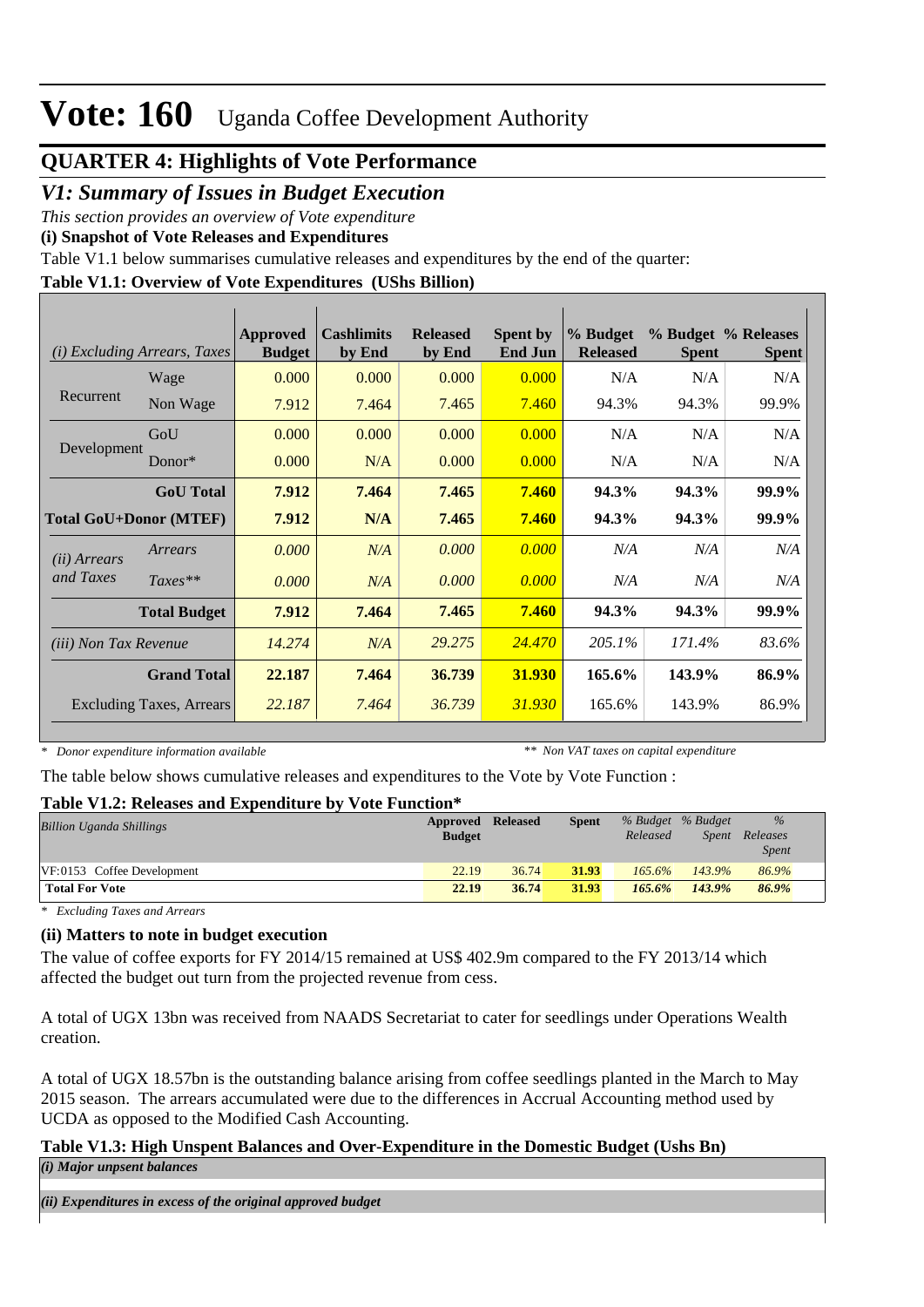# Vote: 160 Uganda Coffee Development Authority

## QUARTER 4: Highlights of Vote Performance

### *V1: Summary of Issues in Budget Execution*

*This section provides an overview of Vote expenditure*

**(i) Snapshot of Vote Releases and Expenditures**

Table V1.1 below summarises cumulative releases and expenditures by the end of the quarter:

**Table V1.1: Overview of Vote Expenditures (UShs Billion)**

| *(i) Excluding Arrears, Taxes* | | Approved Budget | Cashlimits by End | Released by End | Spent by End Jun | % Budget Released | % Budget Spent | % Releases Spent |
|---|---|---|---|---|---|---|---|---|
| Recurrent | Wage | 0.000 | 0.000 | 0.000 | 0.000 | N/A | N/A | N/A |
| | Non Wage | 7.912 | 7.464 | 7.465 | 7.460 | 94.3% | 94.3% | 99.9% |
| Development | GoU | 0.000 | 0.000 | 0.000 | 0.000 | N/A | N/A | N/A |
| | Donor* | 0.000 | N/A | 0.000 | 0.000 | N/A | N/A | N/A |
| | **GoU Total** | **7.912** | **7.464** | **7.465** | **7.460** | **94.3%** | **94.3%** | **99.9%** |
| **Total GoU+Donor (MTEF)** | | **7.912** | **N/A** | **7.465** | **7.460** | **94.3%** | **94.3%** | **99.9%** |
| *(ii) Arrears and Taxes* | *Arrears* | *0.000* | *N/A* | *0.000* | *0.000* | *N/A* | *N/A* | *N/A* |
| | *Taxes*** | *0.000* | *N/A* | *0.000* | *0.000* | *N/A* | *N/A* | *N/A* |
| | **Total Budget** | **7.912** | **7.464** | **7.465** | **7.460** | **94.3%** | **94.3%** | **99.9%** |
| *(iii) Non Tax Revenue* | | *14.274* | *N/A* | *29.275* | *24.470* | *205.1%* | *171.4%* | *83.6%* |
| | **Grand Total** | **22.187** | **7.464** | **36.739** | **31.930** | **165.6%** | **143.9%** | **86.9%** |
| Excluding Taxes, Arrears | | *22.187* | *7.464* | *36.739* | *31.930* | 165.6% | 143.9% | 86.9% |

*\* Donor expenditure information available* &nbsp;&nbsp;&nbsp; *\*\* Non VAT taxes on capital expenditure*

The table below shows cumulative releases and expenditures to the Vote by Vote Function :

**Table V1.2: Releases and Expenditure by Vote Function***

| *Billion Uganda Shillings* | Approved Budget | Released | Spent | *% Budget Released* | *% Budget Spent* | *% Releases Spent* |
|---|---|---|---|---|---|---|
| VF:0153 Coffee Development | 22.19 | 36.74 | **31.93** | *165.6%* | *143.9%* | *86.9%* |
| **Total For Vote** | **22.19** | **36.74** | **31.93** | ***165.6%*** | ***143.9%*** | ***86.9%*** |

*\* Excluding Taxes and Arrears*

**(ii) Matters to note in budget execution**

The value of coffee exports for FY 2014/15 remained at US$ 402.9m compared to the FY 2013/14 which affected the budget out turn from the projected revenue from cess.

A total of UGX 13bn was received from NAADS Secretariat to cater for seedlings under Operations Wealth creation.

A total of UGX 18.57bn is the outstanding balance arising from coffee seedlings planted in the March to May 2015 season. The arrears accumulated were due to the differences in Accrual Accounting method used by UCDA as opposed to the Modified Cash Accounting.

**Table V1.3: High Unspent Balances and Over-Expenditure in the Domestic Budget (Ushs Bn)**

***(i) Major unpsent balances***

***(ii) Expenditures in excess of the original approved budget***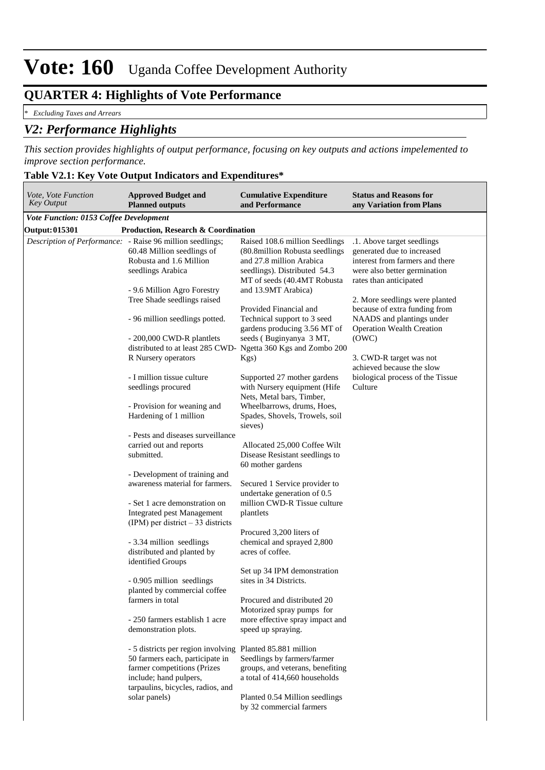# Vote: 160 Uganda Coffee Development Authority

## QUARTER 4: Highlights of Vote Performance

*\* Excluding Taxes and Arrears*

## *V2: Performance Highlights*

*This section provides highlights of output performance, focusing on key outputs and actions impelemented to improve section performance.*

**Table V2.1: Key Vote Output Indicators and Expenditures\***

| *Vote, Vote Function Key Output* | **Approved Budget and Planned outputs** | **Cumulative Expenditure and Performance** | **Status and Reasons for any Variation from Plans** |
|---|---|---|---|
| ***Vote Function: 0153 Coffee Development*** | | | |
| **Output: 015301** | **Production, Research & Coordination** | | |
| *Description of Performance:* | - Raise 96 million seedlings; 60.48 Million seedlings of Robusta and 1.6 Million seedlings Arabica<br><br>- 9.6 Million Agro Forestry Tree Shade seedlings raised<br><br>- 96 million seedlings potted.<br><br>- 200,000 CWD-R plantlets distributed to at least 285 CWD-R Nursery operators<br><br>- I million tissue culture seedlings procured<br><br>- Provision for weaning and Hardening of 1 million<br><br>- Pests and diseases surveillance carried out and reports submitted.<br><br>- Development of training and awareness material for farmers.<br><br>- Set 1 acre demonstration on Integrated pest Management (IPM) per district – 33 districts<br><br>- 3.34 million seedlings distributed and planted by identified Groups<br><br>- 0.905 million seedlings planted by commercial coffee farmers in total<br><br>- 250 farmers establish 1 acre demonstration plots.<br><br>- 5 districts per region involving 50 farmers each, participate in farmer competitions (Prizes include; hand pulpers, tarpaulins, bicycles, radios, and solar panels) | Raised 108.6 million Seedlings (80.8million Robusta seedlings and 27.8 million Arabica seedlings). Distributed 54.3 MT of seeds (40.4MT Robusta and 13.9MT Arabica)<br><br>Provided Financial and Technical support to 3 seed gardens producing 3.56 MT of seeds ( Buginyanya 3 MT, Ngetta 360 Kgs and Zombo 200 Kgs)<br><br>Supported 27 mother gardens with Nursery equipment (Hife Nets, Metal bars, Timber, Wheelbarrows, drums, Hoes, Spades, Shovels, Trowels, soil sieves)<br><br>Allocated 25,000 Coffee Wilt Disease Resistant seedlings to 60 mother gardens<br><br>Secured 1 Service provider to undertake generation of 0.5 million CWD-R Tissue culture plantlets<br><br>Procured 3,200 liters of chemical and sprayed 2,800 acres of coffee.<br><br>Set up 34 IPM demonstration sites in 34 Districts.<br><br>Procured and distributed 20 Motorized spray pumps for more effective spray impact and speed up spraying.<br><br>Planted 85.881 million Seedlings by farmers/farmer groups, and veterans, benefiting a total of 414,660 households<br><br>Planted 0.54 Million seedlings by 32 commercial farmers | .1. Above target seedlings generated due to increased interest from farmers and there were also better germination rates than anticipated<br><br>2. More seedlings were planted because of extra funding from NAADS and plantings under Operation Wealth Creation (OWC)<br><br>3. CWD-R target was not achieved because the slow biological process of the Tissue Culture |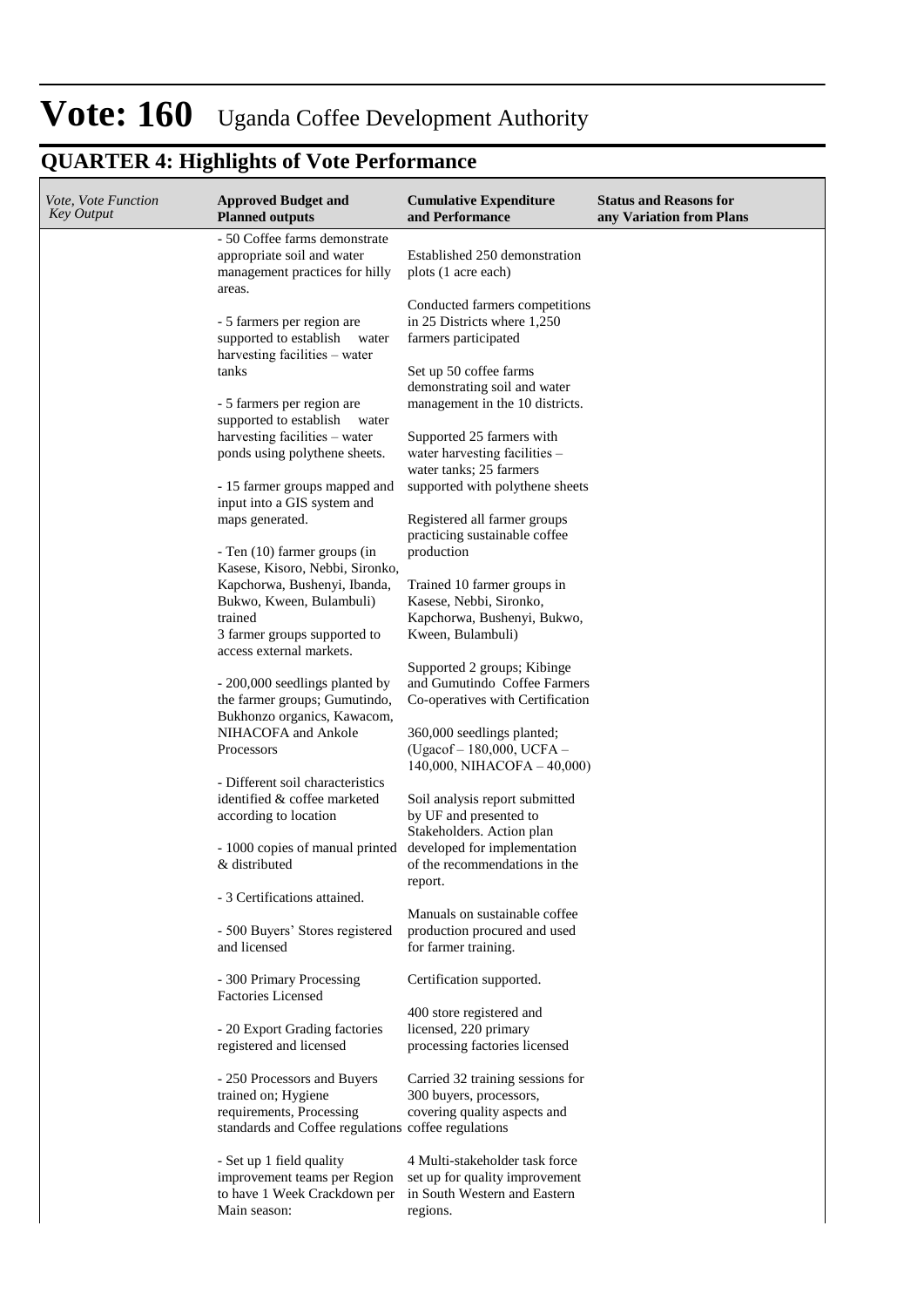# Vote: 160 Uganda Coffee Development Authority

## QUARTER 4: Highlights of Vote Performance

| *Vote, Vote Function Key Output* | **Approved Budget and Planned outputs** | **Cumulative Expenditure and Performance** | **Status and Reasons for any Variation from Plans** |
|---|---|---|---|
| | - 50 Coffee farms demonstrate appropriate soil and water management practices for hilly areas.<br><br>- 5 farmers per region are supported to establish water harvesting facilities – water tanks<br><br>- 5 farmers per region are supported to establish water harvesting facilities – water ponds using polythene sheets.<br><br>- 15 farmer groups mapped and input into a GIS system and maps generated.<br><br>- Ten (10) farmer groups (in Kasese, Kisoro, Nebbi, Sironko, Kapchorwa, Bushenyi, Ibanda, Bukwo, Kween, Bulambuli) trained<br>3 farmer groups supported to access external markets.<br><br>- 200,000 seedlings planted by the farmer groups; Gumutindo, Bukhonzo organics, Kawacom, NIHACOFA and Ankole Processors<br><br>- Different soil characteristics identified & coffee marketed according to location<br><br>- 1000 copies of manual printed & distributed<br><br>- 3 Certifications attained.<br><br>- 500 Buyers' Stores registered and licensed<br><br>- 300 Primary Processing Factories Licensed<br><br>- 20 Export Grading factories registered and licensed<br><br>- 250 Processors and Buyers trained on; Hygiene requirements, Processing standards and Coffee regulations<br><br>- Set up 1 field quality improvement teams per Region to have 1 Week Crackdown per Main season: | Established 250 demonstration plots (1 acre each)<br><br>Conducted farmers competitions in 25 Districts where 1,250 farmers participated<br><br>Set up 50 coffee farms demonstrating soil and water management in the 10 districts.<br><br>Supported 25 farmers with water harvesting facilities – water tanks; 25 farmers supported with polythene sheets<br><br>Registered all farmer groups practicing sustainable coffee production<br><br>Trained 10 farmer groups in Kasese, Nebbi, Sironko, Kapchorwa, Bushenyi, Bukwo, Kween, Bulambuli)<br><br>Supported 2 groups; Kibinge and Gumutindo Coffee Farmers Co-operatives with Certification<br><br>360,000 seedlings planted; (Ugacof – 180,000, UCFA – 140,000, NIHACOFA – 40,000)<br><br>Soil analysis report submitted by UF and presented to Stakeholders. Action plan developed for implementation of the recommendations in the report.<br><br>Manuals on sustainable coffee production procured and used for farmer training.<br><br>Certification supported.<br><br>400 store registered and licensed, 220 primary processing factories licensed<br><br>Carried 32 training sessions for 300 buyers, processors, covering quality aspects and coffee regulations<br><br>4 Multi-stakeholder task force set up for quality improvement in South Western and Eastern regions. | |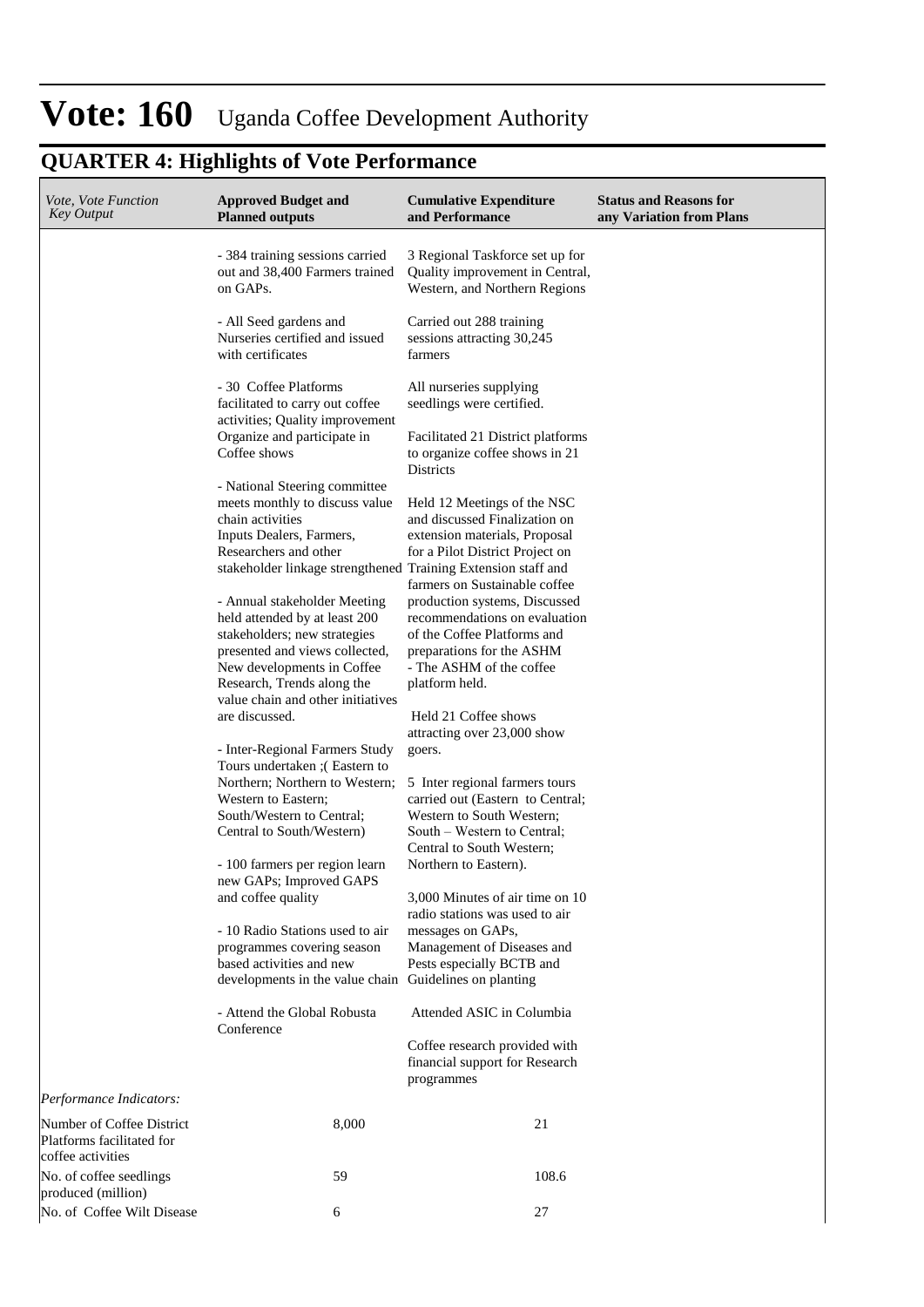# Vote: 160 Uganda Coffee Development Authority

## QUARTER 4: Highlights of Vote Performance

| *Vote, Vote Function Key Output* | **Approved Budget and Planned outputs** | **Cumulative Expenditure and Performance** | **Status and Reasons for any Variation from Plans** |
|---|---|---|---|
| | - 384 training sessions carried out and 38,400 Farmers trained on GAPs.<br><br>- All Seed gardens and Nurseries certified and issued with certificates<br><br>- 30 Coffee Platforms facilitated to carry out coffee activities; Quality improvement Organize and participate in Coffee shows<br><br>- National Steering committee meets monthly to discuss value chain activities Inputs Dealers, Farmers, Researchers and other stakeholder linkage strengthened<br><br>- Annual stakeholder Meeting held attended by at least 200 stakeholders; new strategies presented and views collected, New developments in Coffee Research, Trends along the value chain and other initiatives are discussed.<br><br>- Inter-Regional Farmers Study Tours undertaken ;( Eastern to Northern; Northern to Western; Western to Eastern; South/Western to Central; Central to South/Western)<br><br>- 100 farmers per region learn new GAPs; Improved GAPS and coffee quality<br><br>- 10 Radio Stations used to air programmes covering season based activities and new developments in the value chain<br><br>- Attend the Global Robusta Conference | 3 Regional Taskforce set up for Quality improvement in Central, Western, and Northern Regions<br><br>Carried out 288 training sessions attracting 30,245 farmers<br><br>All nurseries supplying seedlings were certified.<br><br>Facilitated 21 District platforms to organize coffee shows in 21 Districts<br><br>Held 12 Meetings of the NSC and discussed Finalization on extension materials, Proposal for a Pilot District Project on Training Extension staff and farmers on Sustainable coffee production systems, Discussed recommendations on evaluation of the Coffee Platforms and preparations for the ASHM<br>- The ASHM of the coffee platform held.<br><br>Held 21 Coffee shows attracting over 23,000 show goers.<br><br>5 Inter regional farmers tours carried out (Eastern to Central; Western to South Western; South – Western to Central; Central to South Western; Northern to Eastern).<br><br>3,000 Minutes of air time on 10 radio stations was used to air messages on GAPs, Management of Diseases and Pests especially BCTB and Guidelines on planting<br><br>Attended ASIC in Columbia<br><br>Coffee research provided with financial support for Research programmes | |
| *Performance Indicators:* | | | |
| Number of Coffee District Platforms facilitated for coffee activities | 8,000 | 21 | |
| No. of coffee seedlings produced (million) | 59 | 108.6 | |
| No. of Coffee Wilt Disease | 6 | 27 | |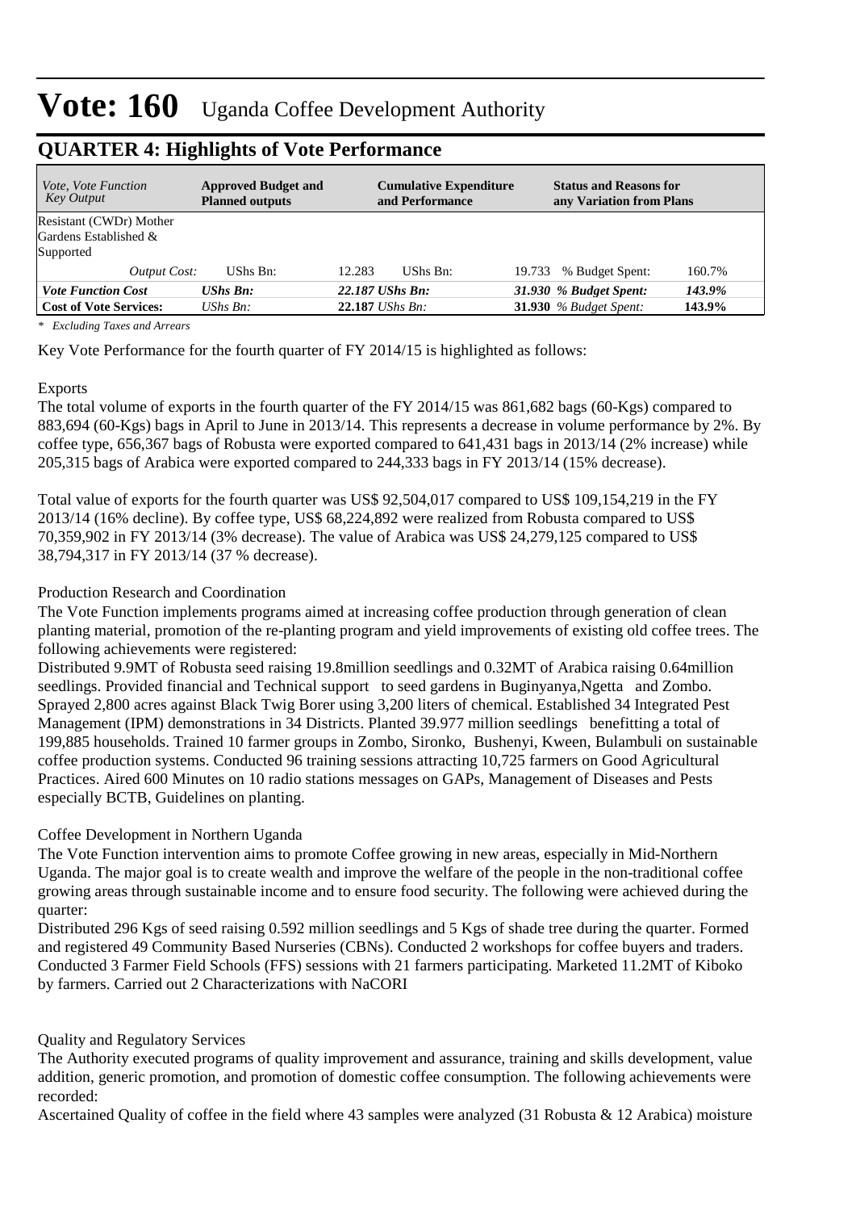# Vote: 160 Uganda Coffee Development Authority

## QUARTER 4: Highlights of Vote Performance

| *Vote, Vote Function Key Output* | **Approved Budget and Planned outputs** | | **Cumulative Expenditure and Performance** | | **Status and Reasons for any Variation from Plans** | |
|---|---|---|---|---|---|---|
| Resistant (CWDr) Mother Gardens Established & Supported | | | | | | |
| *Output Cost:* | UShs Bn: | 12.283 | UShs Bn: | 19.733 | % Budget Spent: | 160.7% |
| ***Vote Function Cost*** | ***UShs Bn:*** | ***22.187*** | ***UShs Bn:*** | ***31.930*** | ***% Budget Spent:*** | ***143.9%*** |
| **Cost of Vote Services:** | *UShs Bn:* | **22.187** | *UShs Bn:* | **31.930** | *% Budget Spent:* | **143.9%** |

*\* Excluding Taxes and Arrears*

Key Vote Performance for the fourth quarter of FY 2014/15 is highlighted as follows:

Exports

The total volume of exports in the fourth quarter of the FY 2014/15 was 861,682 bags (60-Kgs) compared to 883,694 (60-Kgs) bags in April to June in 2013/14. This represents a decrease in volume performance by 2%. By coffee type, 656,367 bags of Robusta were exported compared to 641,431 bags in 2013/14 (2% increase) while 205,315 bags of Arabica were exported compared to 244,333 bags in FY 2013/14 (15% decrease).

Total value of exports for the fourth quarter was US$ 92,504,017 compared to US$ 109,154,219 in the FY 2013/14 (16% decline). By coffee type, US$ 68,224,892 were realized from Robusta compared to US$ 70,359,902 in FY 2013/14 (3% decrease). The value of Arabica was US$ 24,279,125 compared to US$ 38,794,317 in FY 2013/14 (37 % decrease).

Production Research and Coordination

The Vote Function implements programs aimed at increasing coffee production through generation of clean planting material, promotion of the re-planting program and yield improvements of existing old coffee trees. The following achievements were registered:

Distributed 9.9MT of Robusta seed raising 19.8million seedlings and 0.32MT of Arabica raising 0.64million seedlings. Provided financial and Technical support to seed gardens in Buginyanya,Ngetta and Zombo. Sprayed 2,800 acres against Black Twig Borer using 3,200 liters of chemical. Established 34 Integrated Pest Management (IPM) demonstrations in 34 Districts. Planted 39.977 million seedlings benefitting a total of 199,885 households. Trained 10 farmer groups in Zombo, Sironko, Bushenyi, Kween, Bulambuli on sustainable coffee production systems. Conducted 96 training sessions attracting 10,725 farmers on Good Agricultural Practices. Aired 600 Minutes on 10 radio stations messages on GAPs, Management of Diseases and Pests especially BCTB, Guidelines on planting.

Coffee Development in Northern Uganda

The Vote Function intervention aims to promote Coffee growing in new areas, especially in Mid-Northern Uganda. The major goal is to create wealth and improve the welfare of the people in the non-traditional coffee growing areas through sustainable income and to ensure food security. The following were achieved during the quarter:

Distributed 296 Kgs of seed raising 0.592 million seedlings and 5 Kgs of shade tree during the quarter. Formed and registered 49 Community Based Nurseries (CBNs). Conducted 2 workshops for coffee buyers and traders. Conducted 3 Farmer Field Schools (FFS) sessions with 21 farmers participating. Marketed 11.2MT of Kiboko by farmers. Carried out 2 Characterizations with NaCORI

Quality and Regulatory Services

The Authority executed programs of quality improvement and assurance, training and skills development, value addition, generic promotion, and promotion of domestic coffee consumption. The following achievements were recorded:

Ascertained Quality of coffee in the field where 43 samples were analyzed (31 Robusta & 12 Arabica) moisture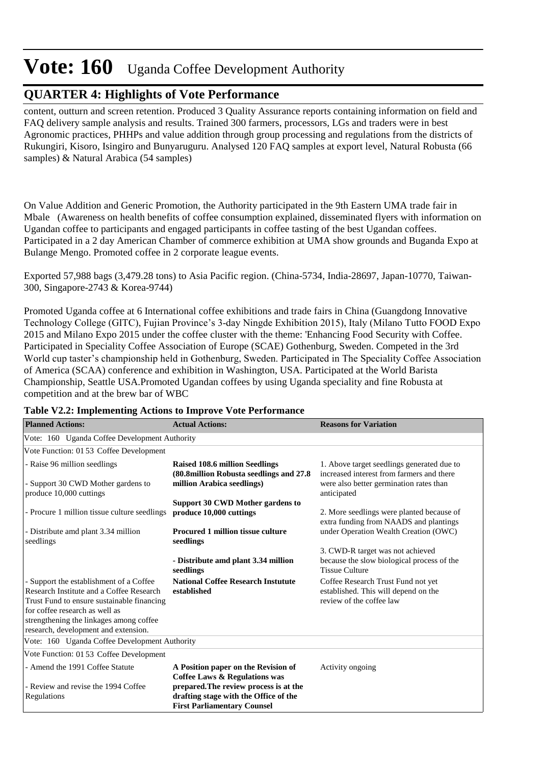# Vote: 160 Uganda Coffee Development Authority

## QUARTER 4: Highlights of Vote Performance

content, outturn and screen retention. Produced 3 Quality Assurance reports containing information on field and FAQ delivery sample analysis and results. Trained 300 farmers, processors, LGs and traders were in best Agronomic practices, PHHPs and value addition through group processing and regulations from the districts of Rukungiri, Kisoro, Isingiro and Bunyaruguru. Analysed 120 FAQ samples at export level, Natural Robusta (66 samples) & Natural Arabica (54 samples)

On Value Addition and Generic Promotion, the Authority participated in the 9th Eastern UMA trade fair in Mbale (Awareness on health benefits of coffee consumption explained, disseminated flyers with information on Ugandan coffee to participants and engaged participants in coffee tasting of the best Ugandan coffees. Participated in a 2 day American Chamber of commerce exhibition at UMA show grounds and Buganda Expo at Bulange Mengo. Promoted coffee in 2 corporate league events.

Exported 57,988 bags (3,479.28 tons) to Asia Pacific region. (China-5734, India-28697, Japan-10770, Taiwan-300, Singapore-2743 & Korea-9744)

Promoted Uganda coffee at 6 International coffee exhibitions and trade fairs in China (Guangdong Innovative Technology College (GITC), Fujian Province's 3-day Ningde Exhibition 2015), Italy (Milano Tutto FOOD Expo 2015 and Milano Expo 2015 under the coffee cluster with the theme: 'Enhancing Food Security with Coffee. Participated in Speciality Coffee Association of Europe (SCAE) Gothenburg, Sweden. Competed in the 3rd World cup taster's championship held in Gothenburg, Sweden. Participated in The Speciality Coffee Association of America (SCAA) conference and exhibition in Washington, USA. Participated at the World Barista Championship, Seattle USA.Promoted Ugandan coffees by using Uganda speciality and fine Robusta at competition and at the brew bar of WBC

**Table V2.2: Implementing Actions to Improve Vote Performance**

| Planned Actions: | Actual Actions: | Reasons for Variation |
|---|---|---|
| Vote: 160 Uganda Coffee Development Authority | | |
| Vote Function: 01 53 Coffee Development | | |
| - Raise 96 million seedlings<br><br>- Support 30 CWD Mother gardens to produce 10,000 cuttings<br><br>- Procure 1 million tissue culture seedlings<br><br>- Distribute amd plant 3.34 million seedlings | **Raised 108.6 million Seedlings (80.8million Robusta seedlings and 27.8 million Arabica seedlings)**<br><br>**Support 30 CWD Mother gardens to produce 10,000 cuttings**<br><br>**Procured 1 million tissue culture seedlings**<br><br>**- Distribute amd plant 3.34 million seedlings** | 1. Above target seedlings generated due to increased interest from farmers and there were also better germination rates than anticipated<br><br>2. More seedlings were planted because of extra funding from NAADS and plantings under Operation Wealth Creation (OWC)<br><br>3. CWD-R target was not achieved because the slow biological process of the Tissue Culture |
| - Support the establishment of a Coffee Research Institute and a Coffee Research Trust Fund to ensure sustainable financing for coffee research as well as strengthening the linkages among coffee research, development and extension. | **National Coffee Research Instutute established** | Coffee Research Trust Fund not yet established. This will depend on the review of the coffee law |
| Vote: 160 Uganda Coffee Development Authority | | |
| Vote Function: 01 53 Coffee Development | | |
| - Amend the 1991 Coffee Statute<br><br>- Review and revise the 1994 Coffee Regulations | **A Position paper on the Revision of Coffee Laws & Regulations was prepared.The review process is at the drafting stage with the Office of the First Parliamentary Counsel** | Activity ongoing |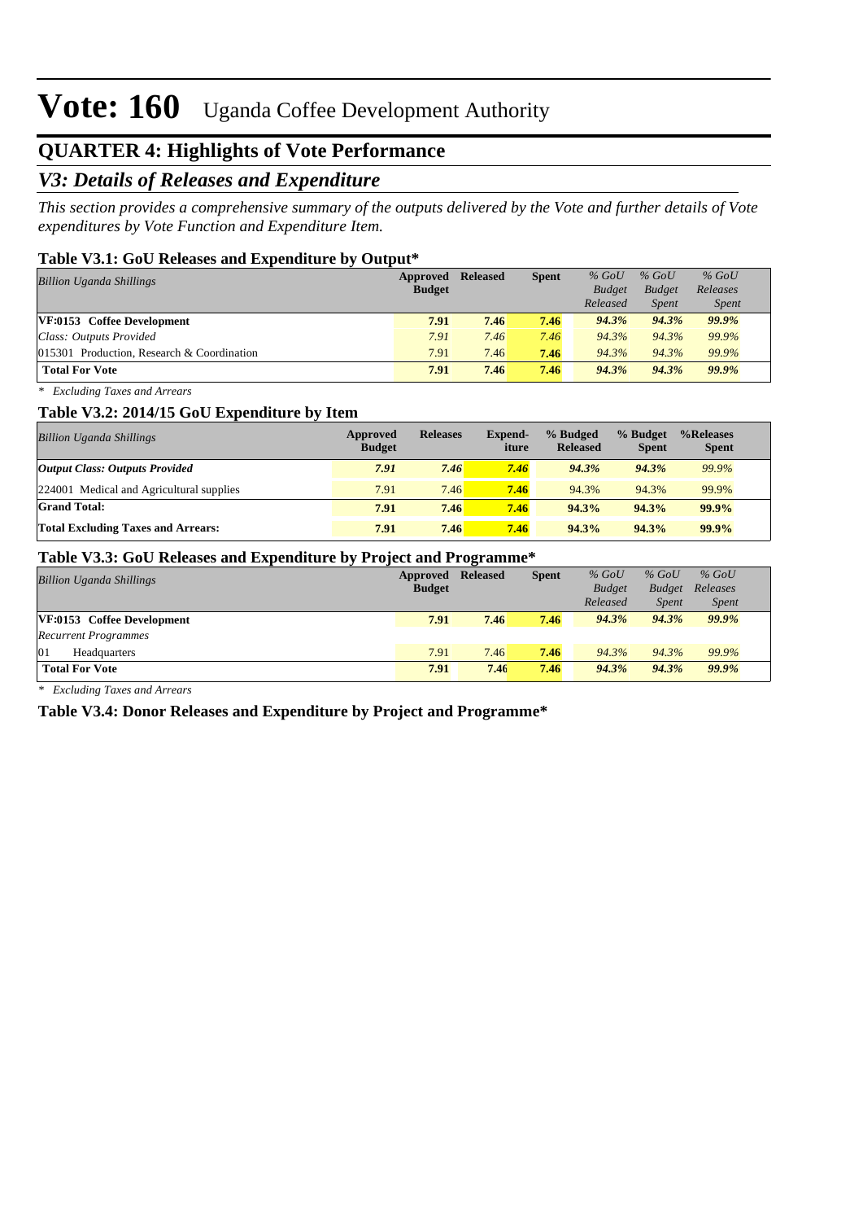# Vote: 160 Uganda Coffee Development Authority

## QUARTER 4: Highlights of Vote Performance

## *V3: Details of Releases and Expenditure*

*This section provides a comprehensive summary of the outputs delivered by the Vote and further details of Vote expenditures by Vote Function and Expenditure Item.*

### Table V3.1: GoU Releases and Expenditure by Output*

| *Billion Uganda Shillings* | Approved Budget | Released | Spent | *% GoU Budget Released* | *% GoU Budget Spent* | *% GoU Releases Spent* |
|---|---|---|---|---|---|---|
| **VF:0153 Coffee Development** | **7.91** | **7.46** | **7.46** | ***94.3%*** | ***94.3%*** | ***99.9%*** |
| *Class: Outputs Provided* | *7.91* | *7.46* | *7.46* | *94.3%* | *94.3%* | *99.9%* |
| 015301 Production, Research & Coordination | 7.91 | 7.46 | **7.46** | *94.3%* | *94.3%* | *99.9%* |
| **Total For Vote** | **7.91** | **7.46** | **7.46** | ***94.3%*** | ***94.3%*** | ***99.9%*** |

*\* Excluding Taxes and Arrears*

### Table V3.2: 2014/15 GoU Expenditure by Item

| *Billion Uganda Shillings* | Approved Budget | Releases | Expend-iture | % Budged Released | % Budget Spent | %Releases Spent |
|---|---|---|---|---|---|---|
| ***Output Class: Outputs Provided*** | ***7.91*** | ***7.46*** | ***7.46*** | ***94.3%*** | ***94.3%*** | *99.9%* |
| 224001 Medical and Agricultural supplies | 7.91 | 7.46 | **7.46** | 94.3% | 94.3% | 99.9% |
| **Grand Total:** | **7.91** | **7.46** | **7.46** | **94.3%** | **94.3%** | **99.9%** |
| **Total Excluding Taxes and Arrears:** | **7.91** | **7.46** | **7.46** | **94.3%** | **94.3%** | **99.9%** |

### Table V3.3: GoU Releases and Expenditure by Project and Programme*

| *Billion Uganda Shillings* | Approved Budget | Released | Spent | *% GoU Budget Released* | *% GoU Budget Spent* | *% GoU Releases Spent* |
|---|---|---|---|---|---|---|
| **VF:0153 Coffee Development** | **7.91** | **7.46** | **7.46** | ***94.3%*** | ***94.3%*** | ***99.9%*** |
| *Recurrent Programmes* | | | | | | |
| 01 Headquarters | 7.91 | 7.46 | **7.46** | *94.3%* | *94.3%* | *99.9%* |
| **Total For Vote** | **7.91** | **7.46** | **7.46** | ***94.3%*** | ***94.3%*** | ***99.9%*** |

*\* Excluding Taxes and Arrears*

### Table V3.4: Donor Releases and Expenditure by Project and Programme*